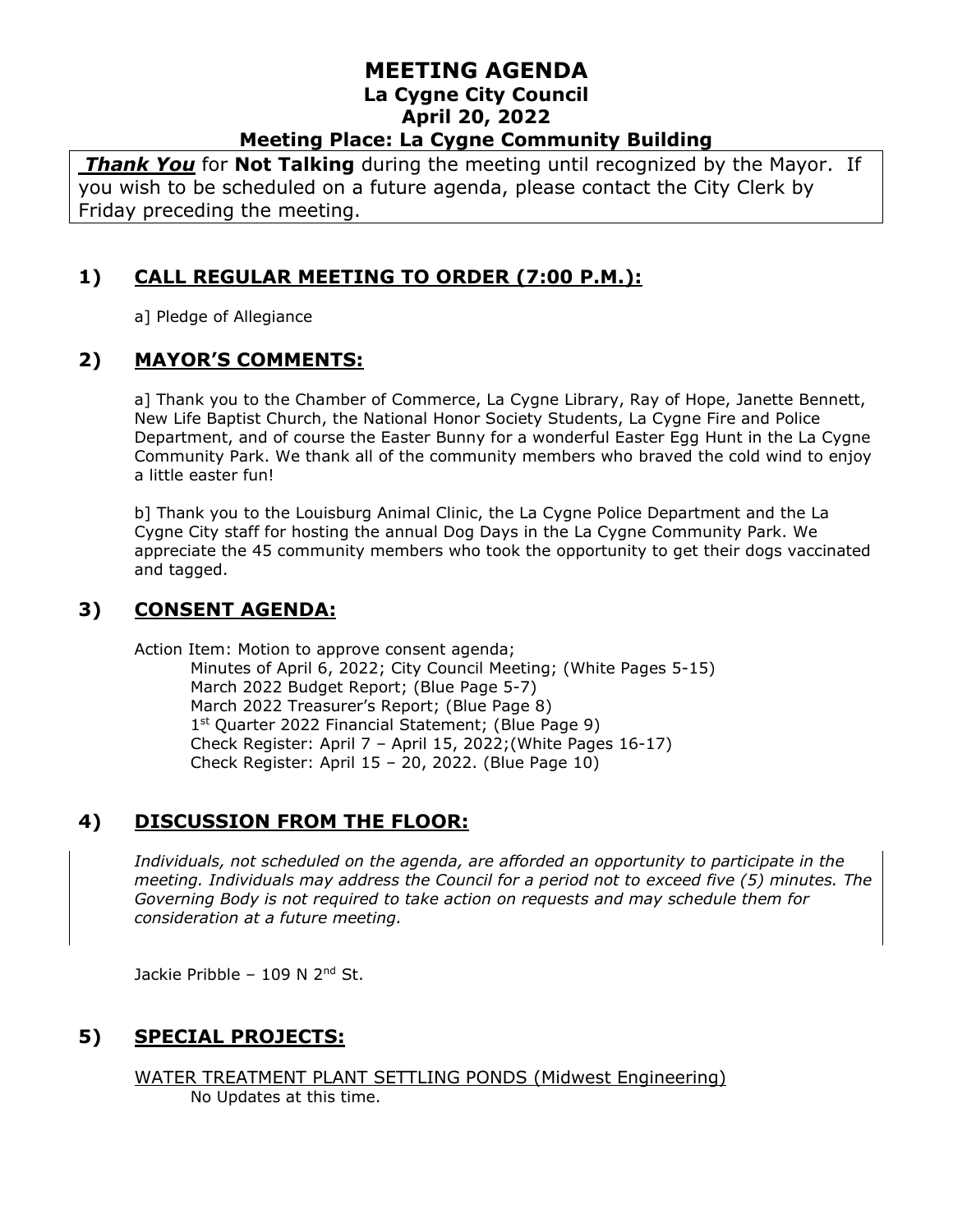# MEETING AGENDA

## La Cygne City Council

## April 20, 2022

## Meeting Place: La Cygne Community Building

***Thank You*** for **Not Talking** during the meeting until recognized by the Mayor. If you wish to be scheduled on a future agenda, please contact the City Clerk by Friday preceding the meeting.

## 1) CALL REGULAR MEETING TO ORDER (7:00 P.M.):

a] Pledge of Allegiance

## 2) MAYOR'S COMMENTS:

a] Thank you to the Chamber of Commerce, La Cygne Library, Ray of Hope, Janette Bennett, New Life Baptist Church, the National Honor Society Students, La Cygne Fire and Police Department, and of course the Easter Bunny for a wonderful Easter Egg Hunt in the La Cygne Community Park. We thank all of the community members who braved the cold wind to enjoy a little easter fun!

b] Thank you to the Louisburg Animal Clinic, the La Cygne Police Department and the La Cygne City staff for hosting the annual Dog Days in the La Cygne Community Park. We appreciate the 45 community members who took the opportunity to get their dogs vaccinated and tagged.

## 3) CONSENT AGENDA:

Action Item: Motion to approve consent agenda;

Minutes of April 6, 2022; City Council Meeting; (White Pages 5-15)
March 2022 Budget Report; (Blue Page 5-7)
March 2022 Treasurer's Report; (Blue Page 8)
1st Quarter 2022 Financial Statement; (Blue Page 9)
Check Register: April 7 – April 15, 2022;(White Pages 16-17)
Check Register: April 15 – 20, 2022. (Blue Page 10)

## 4) DISCUSSION FROM THE FLOOR:

*Individuals, not scheduled on the agenda, are afforded an opportunity to participate in the meeting. Individuals may address the Council for a period not to exceed five (5) minutes. The Governing Body is not required to take action on requests and may schedule them for consideration at a future meeting.*

Jackie Pribble – 109 N 2nd St.

## 5) SPECIAL PROJECTS:

WATER TREATMENT PLANT SETTLING PONDS (Midwest Engineering)

No Updates at this time.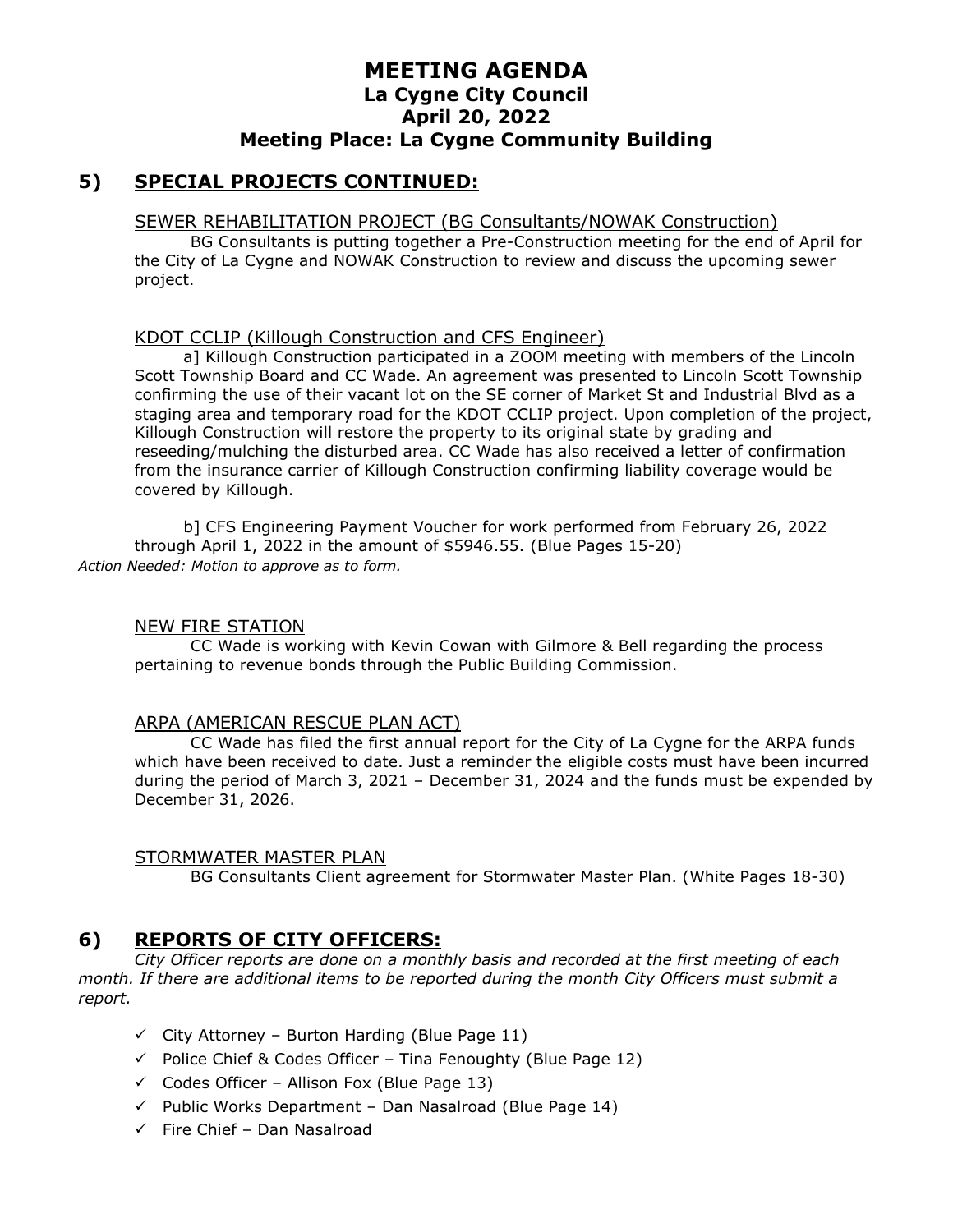# MEETING AGENDA
## La Cygne City Council
## April 20, 2022
## Meeting Place: La Cygne Community Building

## 5) SPECIAL PROJECTS CONTINUED:

SEWER REHABILITATION PROJECT (BG Consultants/NOWAK Construction)

BG Consultants is putting together a Pre-Construction meeting for the end of April for the City of La Cygne and NOWAK Construction to review and discuss the upcoming sewer project.

KDOT CCLIP (Killough Construction and CFS Engineer)

a] Killough Construction participated in a ZOOM meeting with members of the Lincoln Scott Township Board and CC Wade. An agreement was presented to Lincoln Scott Township confirming the use of their vacant lot on the SE corner of Market St and Industrial Blvd as a staging area and temporary road for the KDOT CCLIP project. Upon completion of the project, Killough Construction will restore the property to its original state by grading and reseeding/mulching the disturbed area. CC Wade has also received a letter of confirmation from the insurance carrier of Killough Construction confirming liability coverage would be covered by Killough.

b] CFS Engineering Payment Voucher for work performed from February 26, 2022 through April 1, 2022 in the amount of $5946.55. (Blue Pages 15-20)

*Action Needed: Motion to approve as to form.*

NEW FIRE STATION

CC Wade is working with Kevin Cowan with Gilmore & Bell regarding the process pertaining to revenue bonds through the Public Building Commission.

ARPA (AMERICAN RESCUE PLAN ACT)

CC Wade has filed the first annual report for the City of La Cygne for the ARPA funds which have been received to date. Just a reminder the eligible costs must have been incurred during the period of March 3, 2021 – December 31, 2024 and the funds must be expended by December 31, 2026.

STORMWATER MASTER PLAN

BG Consultants Client agreement for Stormwater Master Plan. (White Pages 18-30)

## 6) REPORTS OF CITY OFFICERS:

*City Officer reports are done on a monthly basis and recorded at the first meeting of each month. If there are additional items to be reported during the month City Officers must submit a report.*

- ✓ City Attorney – Burton Harding (Blue Page 11)
- ✓ Police Chief & Codes Officer – Tina Fenoughty (Blue Page 12)
- ✓ Codes Officer – Allison Fox (Blue Page 13)
- ✓ Public Works Department – Dan Nasalroad (Blue Page 14)
- ✓ Fire Chief – Dan Nasalroad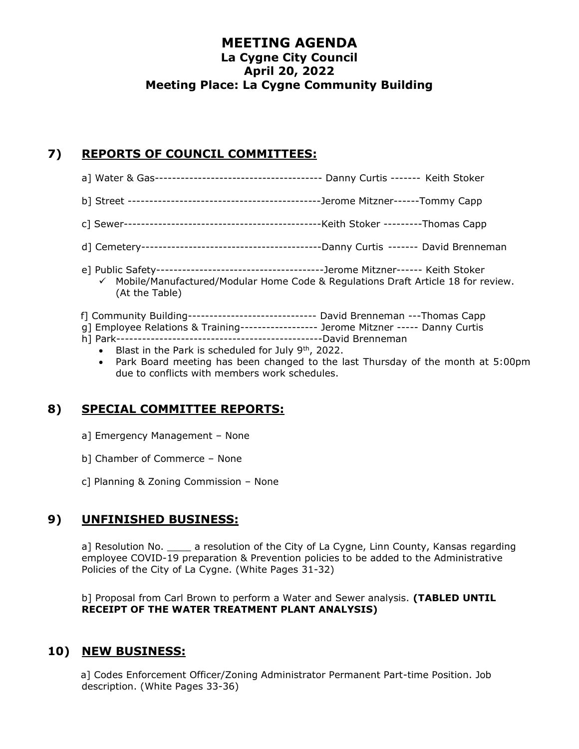# MEETING AGENDA
## La Cygne City Council
## April 20, 2022
## Meeting Place: La Cygne Community Building

## 7) REPORTS OF COUNCIL COMMITTEES:

a] Water & Gas--------------------------------------- Danny Curtis ------- Keith Stoker

b] Street --------------------------------------------Jerome Mitzner------Tommy Capp

c] Sewer---------------------------------------------Keith Stoker ---------Thomas Capp

d] Cemetery------------------------------------------Danny Curtis ------- David Brenneman

e] Public Safety---------------------------------------Jerome Mitzner------ Keith Stoker

- ✓ Mobile/Manufactured/Modular Home Code & Regulations Draft Article 18 for review. (At the Table)

f] Community Building------------------------------ David Brenneman ---Thomas Capp

g] Employee Relations & Training------------------ Jerome Mitzner ----- Danny Curtis

h] Park-------------------------------------------------David Brenneman

- Blast in the Park is scheduled for July 9th, 2022.
- Park Board meeting has been changed to the last Thursday of the month at 5:00pm due to conflicts with members work schedules.

## 8) SPECIAL COMMITTEE REPORTS:

a] Emergency Management – None

b] Chamber of Commerce – None

c] Planning & Zoning Commission – None

## 9) UNFINISHED BUSINESS:

a] Resolution No. ____ a resolution of the City of La Cygne, Linn County, Kansas regarding employee COVID-19 preparation & Prevention policies to be added to the Administrative Policies of the City of La Cygne. (White Pages 31-32)

b] Proposal from Carl Brown to perform a Water and Sewer analysis. **(TABLED UNTIL RECEIPT OF THE WATER TREATMENT PLANT ANALYSIS)**

## 10) NEW BUSINESS:

a] Codes Enforcement Officer/Zoning Administrator Permanent Part-time Position. Job description. (White Pages 33-36)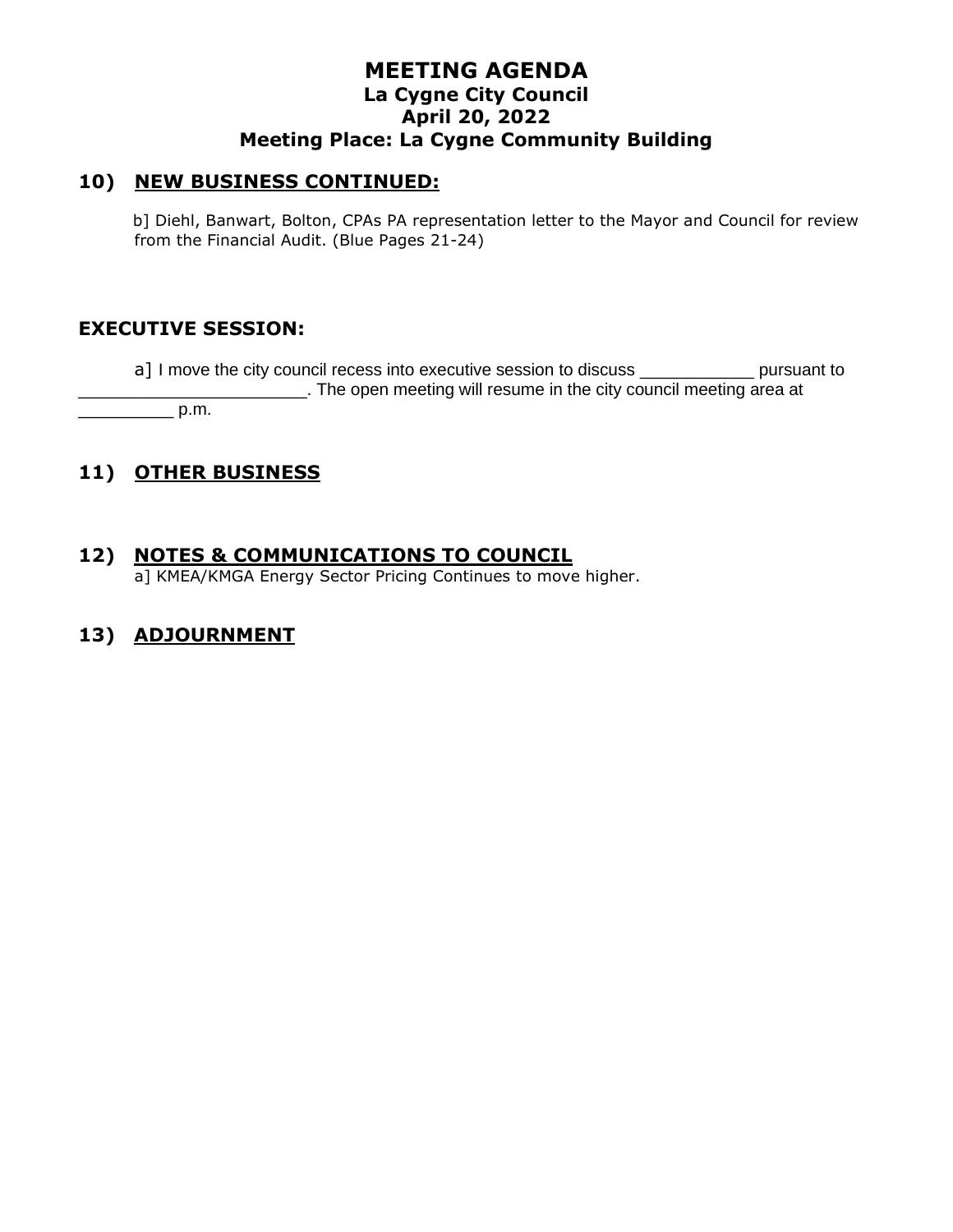# MEETING AGENDA
## La Cygne City Council
## April 20, 2022
## Meeting Place: La Cygne Community Building

## 10) NEW BUSINESS CONTINUED:

b] Diehl, Banwart, Bolton, CPAs PA representation letter to the Mayor and Council for review from the Financial Audit. (Blue Pages 21-24)

## EXECUTIVE SESSION:

a] I move the city council recess into executive session to discuss ____________ pursuant to ________________________. The open meeting will resume in the city council meeting area at __________ p.m.

## 11) OTHER BUSINESS

## 12) NOTES & COMMUNICATIONS TO COUNCIL

a] KMEA/KMGA Energy Sector Pricing Continues to move higher.

## 13) ADJOURNMENT